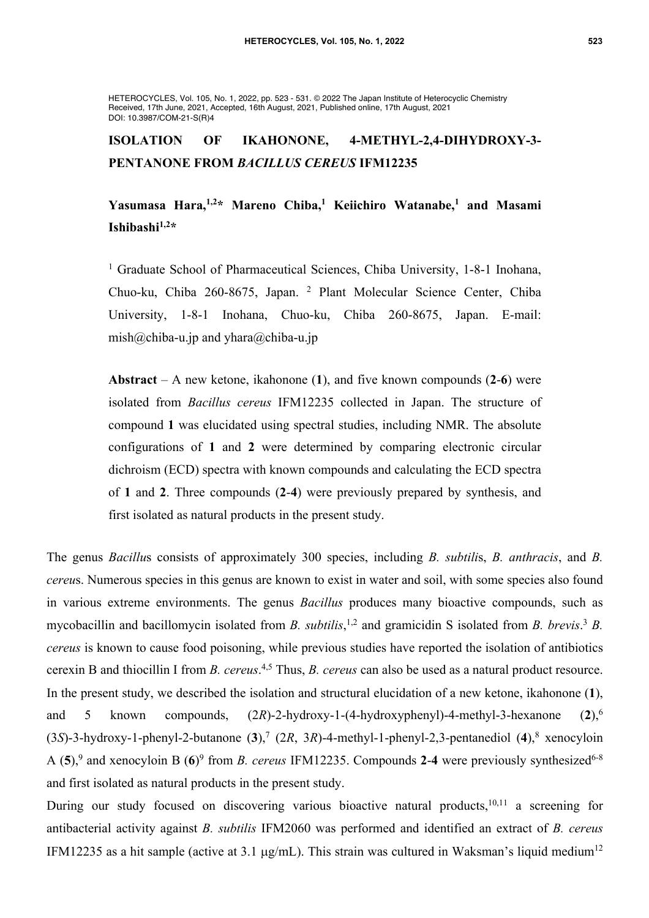HETEROCYCLES, Vol. 105, No. 1, 2022, pp. 523 - 531. © 2022 The Japan Institute of Heterocyclic Chemistry
Received, 17th June, 2021, Accepted, 16th August, 2021, Published online, 17th August, 2021
DOI: 10.3987/COM-21-S(R)4

# ISOLATION OF IKAHONONE, 4-METHYL-2,4-DIHYDROXY-3-PENTANONE FROM *BACILLUS CEREUS* IFM12235

**Yasumasa Hara,[1,2]\* Mareno Chiba,[1] Keiichiro Watanabe,[1] and Masami Ishibashi[1,2]\***

[1] Graduate School of Pharmaceutical Sciences, Chiba University, 1-8-1 Inohana, Chuo-ku, Chiba 260-8675, Japan. [2] Plant Molecular Science Center, Chiba University, 1-8-1 Inohana, Chuo-ku, Chiba 260-8675, Japan. E-mail: mish@chiba-u.jp and yhara@chiba-u.jp

**Abstract** – A new ketone, ikahonone (**1**), and five known compounds (**2**-**6**) were isolated from *Bacillus cereus* IFM12235 collected in Japan. The structure of compound **1** was elucidated using spectral studies, including NMR. The absolute configurations of **1** and **2** were determined by comparing electronic circular dichroism (ECD) spectra with known compounds and calculating the ECD spectra of **1** and **2**. Three compounds (**2**-**4**) were previously prepared by synthesis, and first isolated as natural products in the present study.

The genus *Bacillus* consists of approximately 300 species, including *B. subtilis*, *B. anthracis*, and *B. cereus*. Numerous species in this genus are known to exist in water and soil, with some species also found in various extreme environments. The genus *Bacillus* produces many bioactive compounds, such as mycobacillin and bacillomycin isolated from *B. subtilis*,[1,2] and gramicidin S isolated from *B. brevis*.[3] *B. cereus* is known to cause food poisoning, while previous studies have reported the isolation of antibiotics cerexin B and thiocillin I from *B. cereus*.[4,5] Thus, *B. cereus* can also be used as a natural product resource. In the present study, we described the isolation and structural elucidation of a new ketone, ikahonone (**1**), and 5 known compounds, (2*R*)-2-hydroxy-1-(4-hydroxyphenyl)-4-methyl-3-hexanone (**2**),[6] (3*S*)-3-hydroxy-1-phenyl-2-butanone (**3**),[7] (2*R*, 3*R*)-4-methyl-1-phenyl-2,3-pentanediol (**4**),[8] xenocyloin A (**5**),[9] and xenocyloin B (**6**)[9] from *B. cereus* IFM12235. Compounds **2**-**4** were previously synthesized[6-8] and first isolated as natural products in the present study.

During our study focused on discovering various bioactive natural products,[10,11] a screening for antibacterial activity against *B. subtilis* IFM2060 was performed and identified an extract of *B. cereus* IFM12235 as a hit sample (active at 3.1 μg/mL). This strain was cultured in Waksman's liquid medium[12]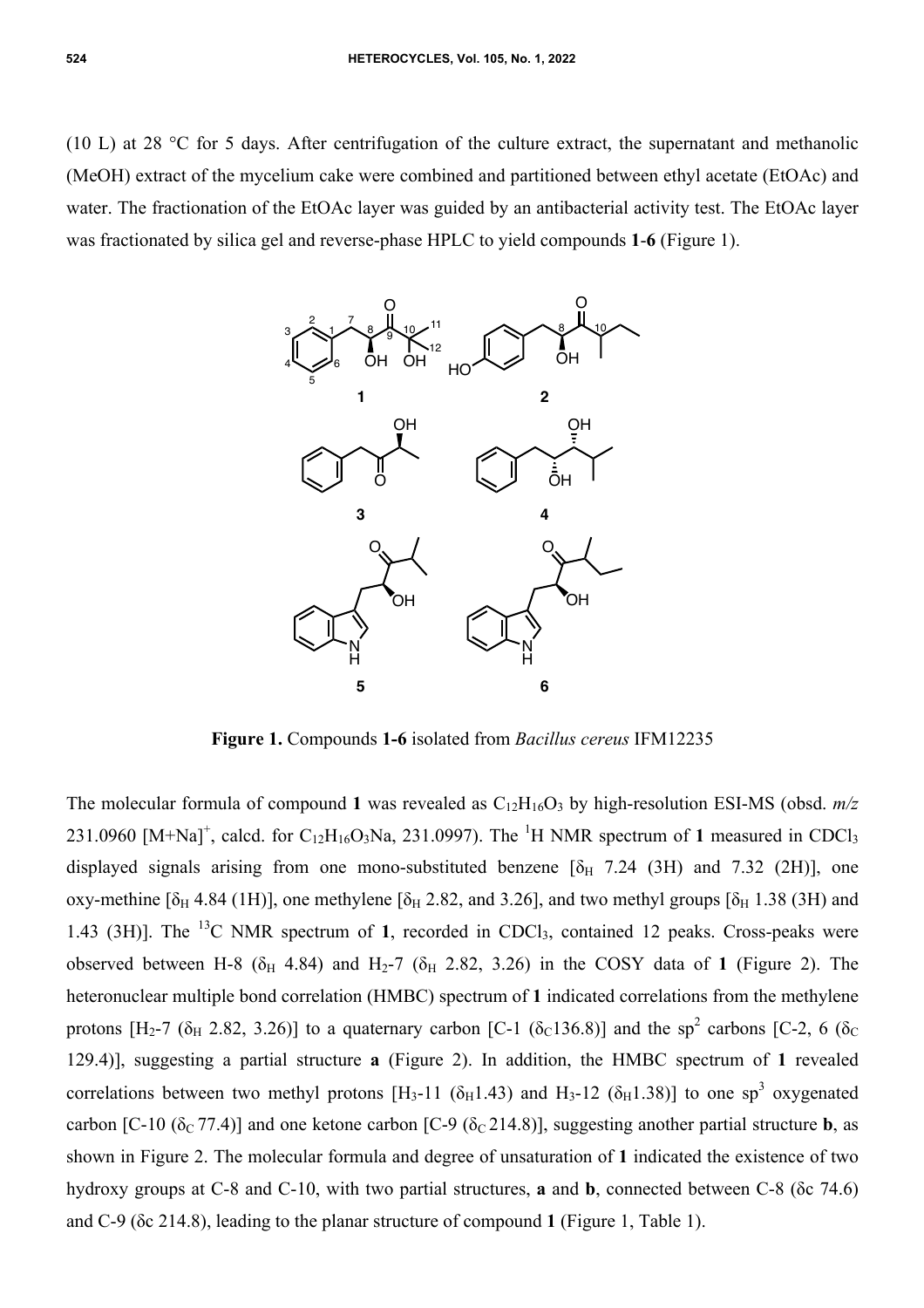(10 L) at 28 °C for 5 days. After centrifugation of the culture extract, the supernatant and methanolic (MeOH) extract of the mycelium cake were combined and partitioned between ethyl acetate (EtOAc) and water. The fractionation of the EtOAc layer was guided by an antibacterial activity test. The EtOAc layer was fractionated by silica gel and reverse-phase HPLC to yield compounds **1**-**6** (Figure 1).

**Figure 1.** Compounds **1-6** isolated from *Bacillus cereus* IFM12235

The molecular formula of compound **1** was revealed as $C_{12}H_{16}O_3$ by high-resolution ESI-MS (obsd. *m/z* 231.0960 $[M+Na]^+$, calcd. for $C_{12}H_{16}O_3Na$, 231.0997). The $^1H$ NMR spectrum of **1** measured in $CDCl_3$ displayed signals arising from one mono-substituted benzene [$\delta_H$ 7.24 (3H) and 7.32 (2H)], one oxy-methine [$\delta_H$ 4.84 (1H)], one methylene [$\delta_H$ 2.82, and 3.26], and two methyl groups [$\delta_H$ 1.38 (3H) and 1.43 (3H)]. The $^{13}C$ NMR spectrum of **1**, recorded in $CDCl_3$, contained 12 peaks. Cross-peaks were observed between H-8 ($\delta_H$ 4.84) and $H_2$-7 ($\delta_H$ 2.82, 3.26) in the COSY data of **1** (Figure 2). The heteronuclear multiple bond correlation (HMBC) spectrum of **1** indicated correlations from the methylene protons [$H_2$-7 ($\delta_H$ 2.82, 3.26)] to a quaternary carbon [C-1 ($\delta_C$136.8)] and the $sp^2$ carbons [C-2, 6 ($\delta_C$ 129.4)], suggesting a partial structure **a** (Figure 2). In addition, the HMBC spectrum of **1** revealed correlations between two methyl protons [$H_3$-11 ($\delta_H$1.43) and $H_3$-12 ($\delta_H$1.38)] to one $sp^3$ oxygenated carbon [C-10 ($\delta_C$ 77.4)] and one ketone carbon [C-9 ($\delta_C$ 214.8)], suggesting another partial structure **b**, as shown in Figure 2. The molecular formula and degree of unsaturation of **1** indicated the existence of two hydroxy groups at C-8 and C-10, with two partial structures, **a** and **b**, connected between C-8 ($\delta$c 74.6) and C-9 ($\delta$c 214.8), leading to the planar structure of compound **1** (Figure 1, Table 1).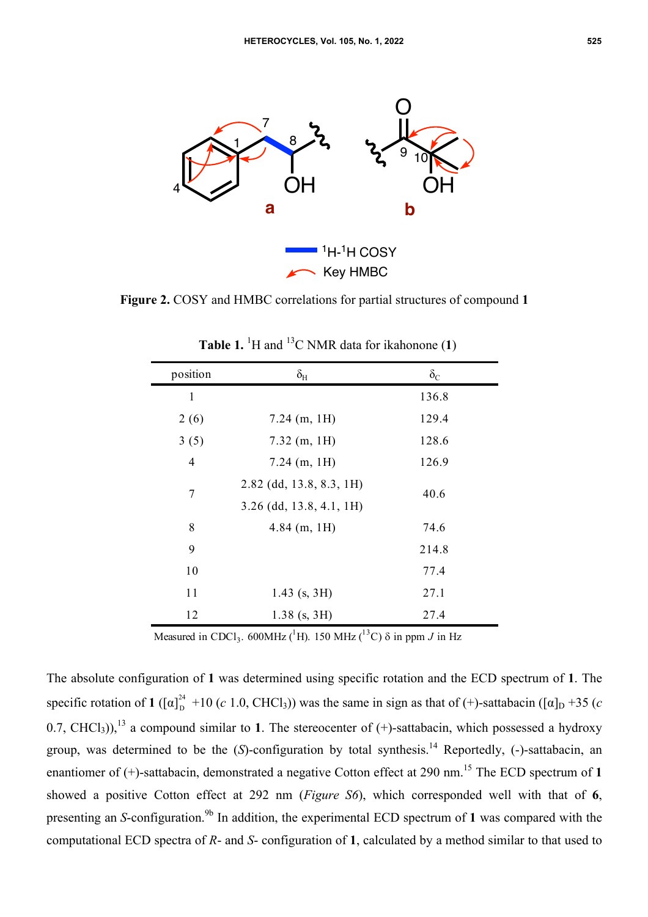**Figure 2.** COSY and HMBC correlations for partial structures of compound **1**

**Table 1.** $^{1}H$ and $^{13}C$ NMR data for ikahonone (**1**)

| position | $\delta_H$ | $\delta_C$ |
|---|---|---|
| 1 | | 136.8 |
| 2 (6) | 7.24 (m, 1H) | 129.4 |
| 3 (5) | 7.32 (m, 1H) | 128.6 |
| 4 | 7.24 (m, 1H) | 126.9 |
| 7 | 2.82 (dd, 13.8, 8.3, 1H)<br>3.26 (dd, 13.8, 4.1, 1H) | 40.6 |
| 8 | 4.84 (m, 1H) | 74.6 |
| 9 | | 214.8 |
| 10 | | 77.4 |
| 11 | 1.43 (s, 3H) | 27.1 |
| 12 | 1.38 (s, 3H) | 27.4 |

Measured in $CDCl_3$. 600MHz ($^{1}H$). 150 MHz ($^{13}C$) δ in ppm *J* in Hz

The absolute configuration of **1** was determined using specific rotation and the ECD spectrum of **1**. The specific rotation of **1** ($[\alpha]_D^{24}$ +10 (*c* 1.0, $CHCl_3$)) was the same in sign as that of (+)-sattabacin ($[\alpha]_D$ +35 (*c* 0.7, $CHCl_3$)),[13] a compound similar to **1**. The stereocenter of (+)-sattabacin, which possessed a hydroxy group, was determined to be the (*S*)-configuration by total synthesis.[14] Reportedly, (-)-sattabacin, an enantiomer of (+)-sattabacin, demonstrated a negative Cotton effect at 290 nm.[15] The ECD spectrum of **1** showed a positive Cotton effect at 292 nm (*Figure S6*), which corresponded well with that of **6**, presenting an *S*-configuration.[9b] In addition, the experimental ECD spectrum of **1** was compared with the computational ECD spectra of *R*- and *S*- configuration of **1**, calculated by a method similar to that used to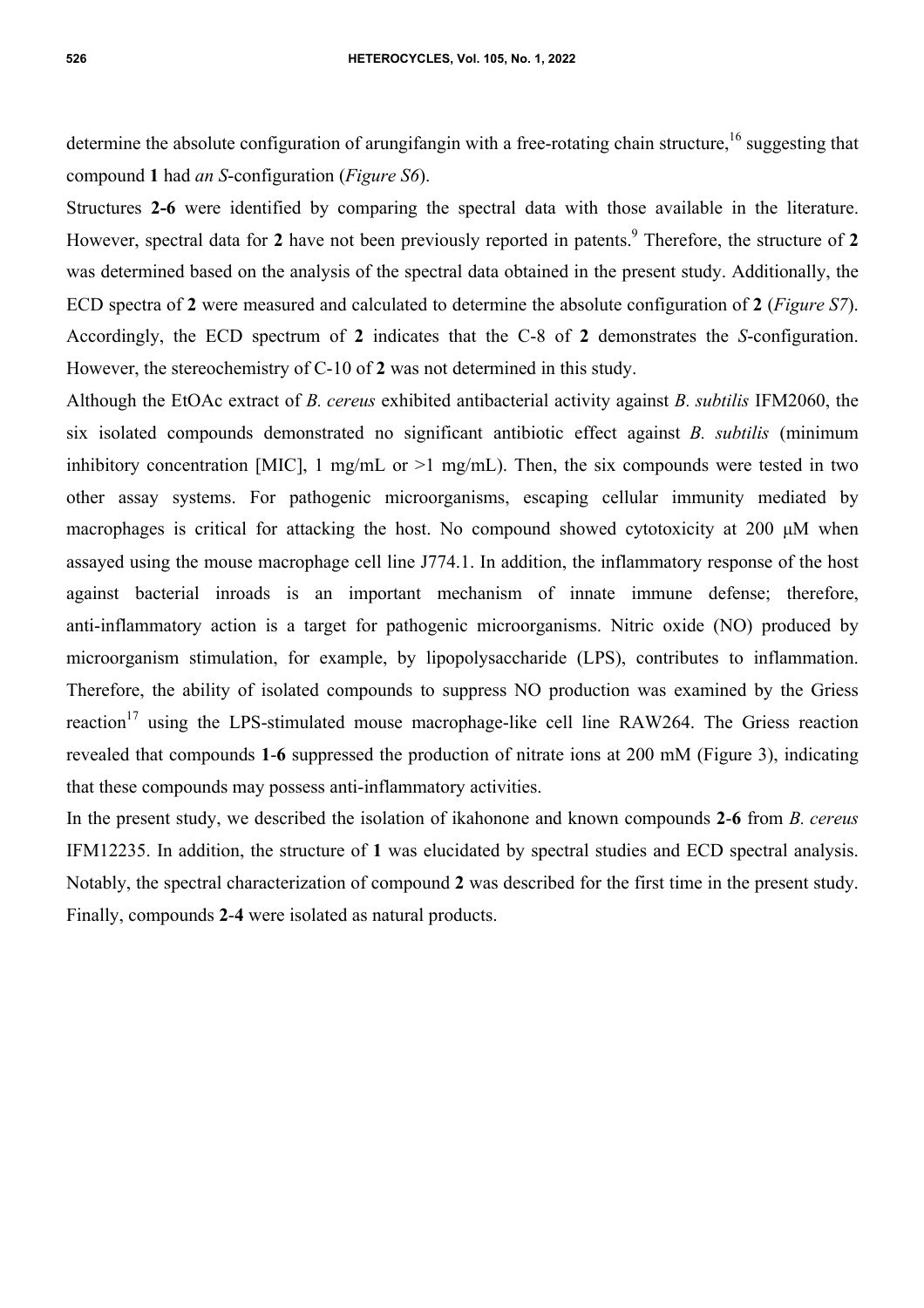determine the absolute configuration of arungifangin with a free-rotating chain structure,[16] suggesting that compound **1** had *an S*-configuration (*Figure S6*).

Structures **2-6** were identified by comparing the spectral data with those available in the literature. However, spectral data for **2** have not been previously reported in patents.[9] Therefore, the structure of **2** was determined based on the analysis of the spectral data obtained in the present study. Additionally, the ECD spectra of **2** were measured and calculated to determine the absolute configuration of **2** (*Figure S7*). Accordingly, the ECD spectrum of **2** indicates that the C-8 of **2** demonstrates the *S*-configuration. However, the stereochemistry of C-10 of **2** was not determined in this study.

Although the EtOAc extract of *B. cereus* exhibited antibacterial activity against *B. subtilis* IFM2060, the six isolated compounds demonstrated no significant antibiotic effect against *B. subtilis* (minimum inhibitory concentration [MIC], 1 mg/mL or >1 mg/mL). Then, the six compounds were tested in two other assay systems. For pathogenic microorganisms, escaping cellular immunity mediated by macrophages is critical for attacking the host. No compound showed cytotoxicity at 200 μM when assayed using the mouse macrophage cell line J774.1. In addition, the inflammatory response of the host against bacterial inroads is an important mechanism of innate immune defense; therefore, anti-inflammatory action is a target for pathogenic microorganisms. Nitric oxide (NO) produced by microorganism stimulation, for example, by lipopolysaccharide (LPS), contributes to inflammation. Therefore, the ability of isolated compounds to suppress NO production was examined by the Griess reaction[17] using the LPS-stimulated mouse macrophage-like cell line RAW264. The Griess reaction revealed that compounds **1**-**6** suppressed the production of nitrate ions at 200 mM (Figure 3), indicating that these compounds may possess anti-inflammatory activities.

In the present study, we described the isolation of ikahonone and known compounds **2**-**6** from *B. cereus* IFM12235. In addition, the structure of **1** was elucidated by spectral studies and ECD spectral analysis. Notably, the spectral characterization of compound **2** was described for the first time in the present study. Finally, compounds **2**-**4** were isolated as natural products.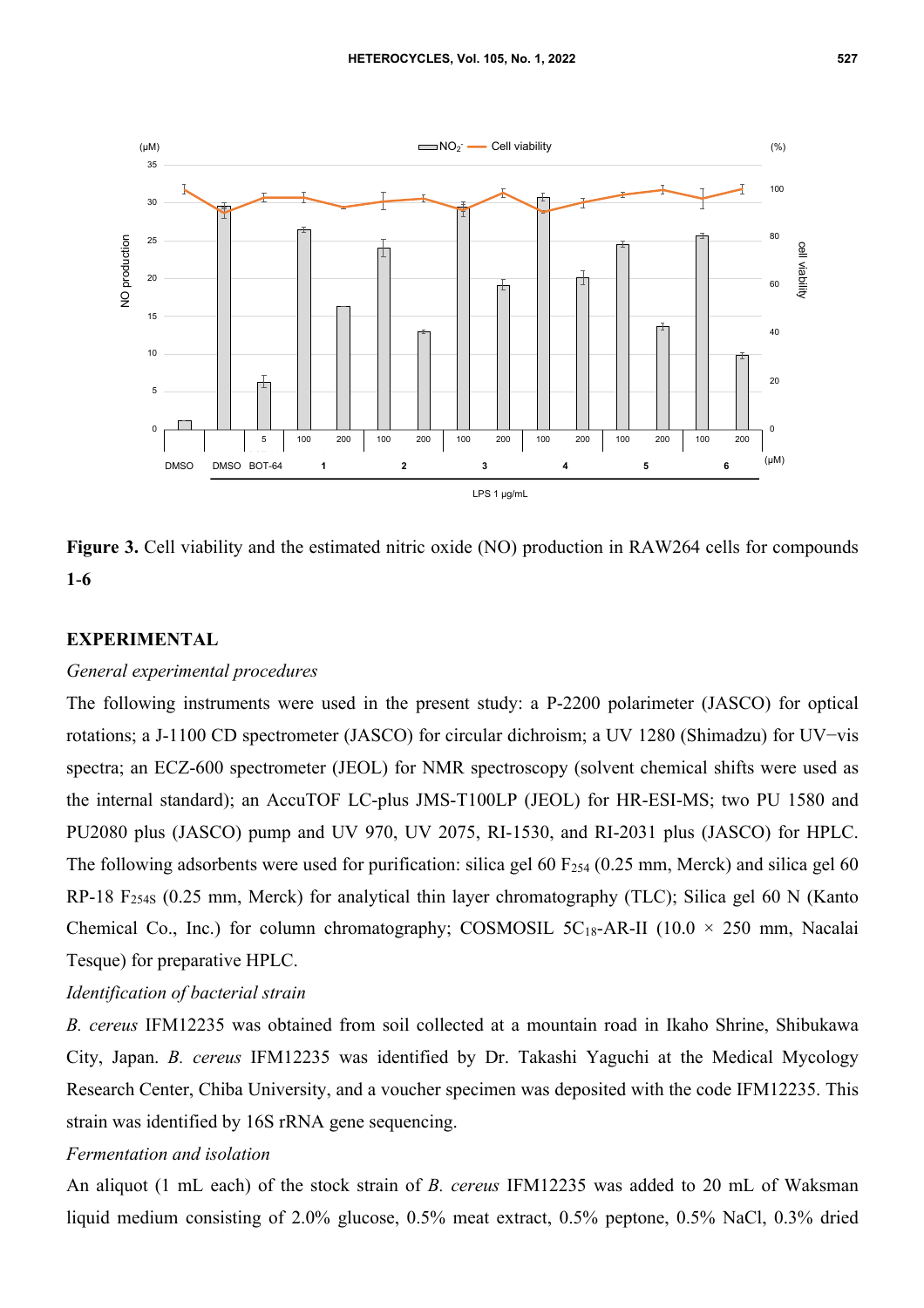**Figure 3.** Cell viability and the estimated nitric oxide (NO) production in RAW264 cells for compounds **1-6**

## EXPERIMENTAL

*General experimental procedures*

The following instruments were used in the present study: a P-2200 polarimeter (JASCO) for optical rotations; a J-1100 CD spectrometer (JASCO) for circular dichroism; a UV 1280 (Shimadzu) for UV−vis spectra; an ECZ-600 spectrometer (JEOL) for NMR spectroscopy (solvent chemical shifts were used as the internal standard); an AccuTOF LC-plus JMS-T100LP (JEOL) for HR-ESI-MS; two PU 1580 and PU2080 plus (JASCO) pump and UV 970, UV 2075, RI-1530, and RI-2031 plus (JASCO) for HPLC. The following adsorbents were used for purification: silica gel 60 $F_{254}$ (0.25 mm, Merck) and silica gel 60 RP-18 $F_{254S}$ (0.25 mm, Merck) for analytical thin layer chromatography (TLC); Silica gel 60 N (Kanto Chemical Co., Inc.) for column chromatography; COSMOSIL 5C$_{18}$-AR-II (10.0 × 250 mm, Nacalai Tesque) for preparative HPLC.

*Identification of bacterial strain*

*B. cereus* IFM12235 was obtained from soil collected at a mountain road in Ikaho Shrine, Shibukawa City, Japan. *B. cereus* IFM12235 was identified by Dr. Takashi Yaguchi at the Medical Mycology Research Center, Chiba University, and a voucher specimen was deposited with the code IFM12235. This strain was identified by 16S rRNA gene sequencing.

*Fermentation and isolation*

An aliquot (1 mL each) of the stock strain of *B. cereus* IFM12235 was added to 20 mL of Waksman liquid medium consisting of 2.0% glucose, 0.5% meat extract, 0.5% peptone, 0.5% NaCl, 0.3% dried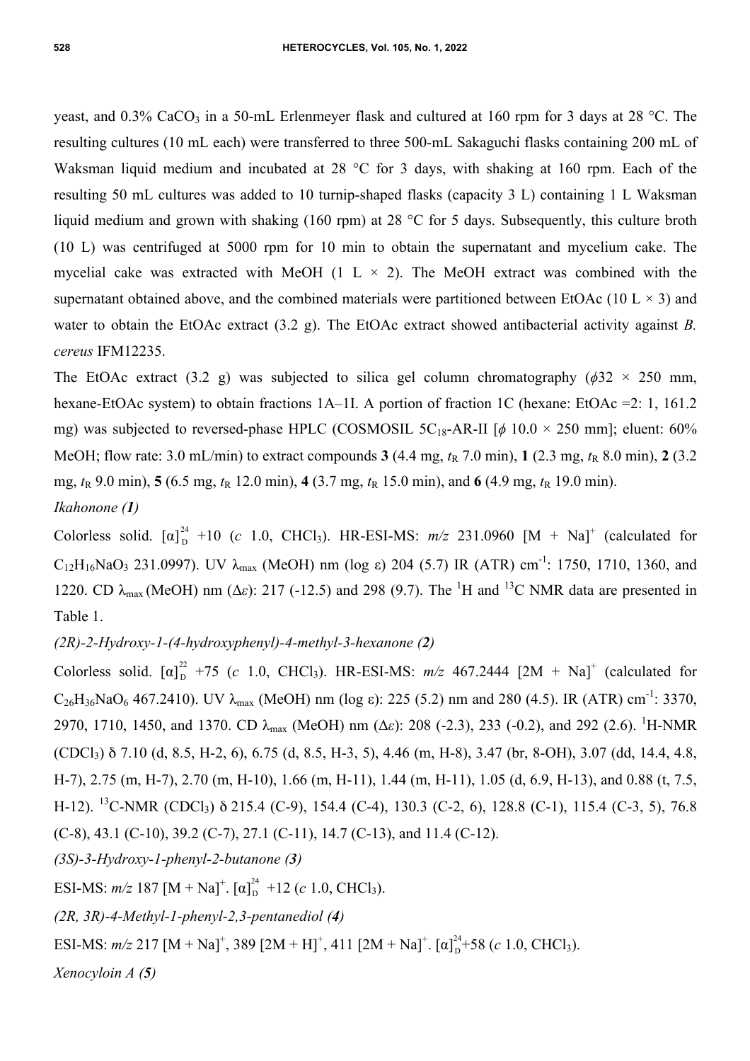yeast, and 0.3% $CaCO_3$ in a 50-mL Erlenmeyer flask and cultured at 160 rpm for 3 days at 28 °C. The resulting cultures (10 mL each) were transferred to three 500-mL Sakaguchi flasks containing 200 mL of Waksman liquid medium and incubated at 28 °C for 3 days, with shaking at 160 rpm. Each of the resulting 50 mL cultures was added to 10 turnip-shaped flasks (capacity 3 L) containing 1 L Waksman liquid medium and grown with shaking (160 rpm) at 28 °C for 5 days. Subsequently, this culture broth (10 L) was centrifuged at 5000 rpm for 10 min to obtain the supernatant and mycelium cake. The mycelial cake was extracted with MeOH (1 L × 2). The MeOH extract was combined with the supernatant obtained above, and the combined materials were partitioned between EtOAc (10 L × 3) and water to obtain the EtOAc extract (3.2 g). The EtOAc extract showed antibacterial activity against *B. cereus* IFM12235.

The EtOAc extract (3.2 g) was subjected to silica gel column chromatography ($\phi$32 × 250 mm, hexane-EtOAc system) to obtain fractions 1A–1I. A portion of fraction 1C (hexane: EtOAc =2: 1, 161.2 mg) was subjected to reversed-phase HPLC (COSMOSIL 5$C_{18}$-AR-II [$\phi$ 10.0 × 250 mm]; eluent: 60% MeOH; flow rate: 3.0 mL/min) to extract compounds **3** (4.4 mg, $t_R$ 7.0 min), **1** (2.3 mg, $t_R$ 8.0 min), **2** (3.2 mg, $t_R$ 9.0 min), **5** (6.5 mg, $t_R$ 12.0 min), **4** (3.7 mg, $t_R$ 15.0 min), and **6** (4.9 mg, $t_R$ 19.0 min).

*Ikahonone (**1**)*

Colorless solid. $[\alpha]^{24}_{D}$ +10 (*c* 1.0, $CHCl_3$). HR-ESI-MS: *m/z* 231.0960 $[M + Na]^+$ (calculated for $C_{12}H_{16}NaO_3$ 231.0997). UV $\lambda_{max}$ (MeOH) nm (log ε) 204 (5.7) IR (ATR) $cm^{-1}$: 1750, 1710, 1360, and 1220. CD $\lambda_{max}$ (MeOH) nm (Δ*ε*): 217 (-12.5) and 298 (9.7). The $^1H$ and $^{13}C$ NMR data are presented in Table 1.

*(2R)-2-Hydroxy-1-(4-hydroxyphenyl)-4-methyl-3-hexanone (**2**)*

Colorless solid. $[\alpha]^{22}_{D}$ +75 (*c* 1.0, $CHCl_3$). HR-ESI-MS: *m/z* 467.2444 $[2M + Na]^+$ (calculated for $C_{26}H_{36}NaO_6$ 467.2410). UV $\lambda_{max}$ (MeOH) nm (log ε): 225 (5.2) nm and 280 (4.5). IR (ATR) $cm^{-1}$: 3370, 2970, 1710, 1450, and 1370. CD $\lambda_{max}$ (MeOH) nm (Δ*ε*): 208 (-2.3), 233 (-0.2), and 292 (2.6). $^1H$-NMR ($CDCl_3$) δ 7.10 (d, 8.5, H-2, 6), 6.75 (d, 8.5, H-3, 5), 4.46 (m, H-8), 3.47 (br, 8-OH), 3.07 (dd, 14.4, 4.8, H-7), 2.75 (m, H-7), 2.70 (m, H-10), 1.66 (m, H-11), 1.44 (m, H-11), 1.05 (d, 6.9, H-13), and 0.88 (t, 7.5, H-12). $^{13}C$-NMR ($CDCl_3$) δ 215.4 (C-9), 154.4 (C-4), 130.3 (C-2, 6), 128.8 (C-1), 115.4 (C-3, 5), 76.8 (C-8), 43.1 (C-10), 39.2 (C-7), 27.1 (C-11), 14.7 (C-13), and 11.4 (C-12).

*(3S)-3-Hydroxy-1-phenyl-2-butanone (**3**)*

ESI-MS: *m/z* 187 $[M + Na]^+$. $[\alpha]^{24}_{D}$ +12 (*c* 1.0, $CHCl_3$).

*(2R, 3R)-4-Methyl-1-phenyl-2,3-pentanediol (**4**)*

ESI-MS: *m/z* 217 $[M + Na]^+$, 389 $[2M + H]^+$, 411 $[2M + Na]^+$. $[\alpha]^{24}_{D}$+58 (*c* 1.0, $CHCl_3$).

*Xenocyloin A (**5**)*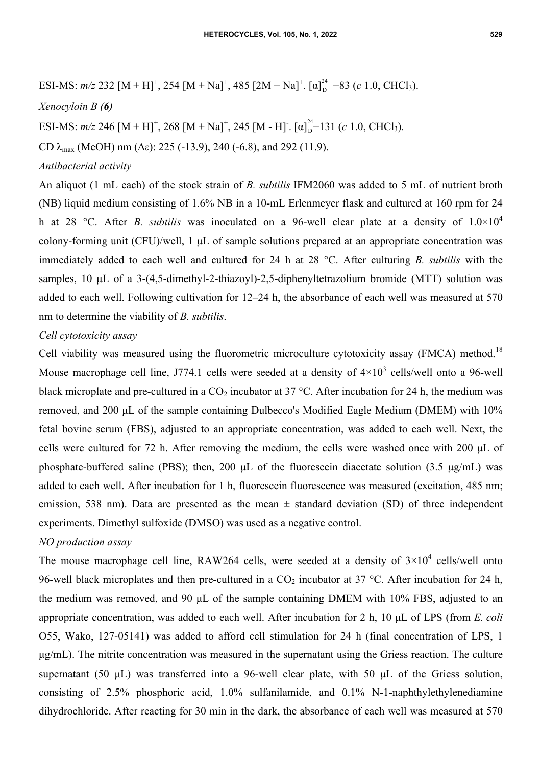ESI-MS: *m/z* 232 $[M + H]^+$, 254 $[M + Na]^+$, 485 $[2M + Na]^+$. $[\alpha]_D^{24}$ +83 (*c* 1.0, $CHCl_3$).

*Xenocyloin B (**6**)*

ESI-MS: *m/z* 246 $[M + H]^+$, 268 $[M + Na]^+$, 245 $[M - H]^-$. $[\alpha]_D^{24}$+131 (*c* 1.0, $CHCl_3$).

CD $\lambda_{max}$ (MeOH) nm ($\Delta\varepsilon$): 225 (-13.9), 240 (-6.8), and 292 (11.9).

*Antibacterial activity*

An aliquot (1 mL each) of the stock strain of *B. subtilis* IFM2060 was added to 5 mL of nutrient broth (NB) liquid medium consisting of 1.6% NB in a 10-mL Erlenmeyer flask and cultured at 160 rpm for 24 h at 28 °C. After *B. subtilis* was inoculated on a 96-well clear plate at a density of $1.0\times10^4$ colony-forming unit (CFU)/well, 1 μL of sample solutions prepared at an appropriate concentration was immediately added to each well and cultured for 24 h at 28 °C. After culturing *B. subtilis* with the samples, 10 μL of a 3-(4,5-dimethyl-2-thiazoyl)-2,5-diphenyltetrazolium bromide (MTT) solution was added to each well. Following cultivation for 12–24 h, the absorbance of each well was measured at 570 nm to determine the viability of *B. subtilis*.

*Cell cytotoxicity assay*

Cell viability was measured using the fluorometric microculture cytotoxicity assay (FMCA) method.[18] Mouse macrophage cell line, J774.1 cells were seeded at a density of $4\times10^3$ cells/well onto a 96-well black microplate and pre-cultured in a $CO_2$ incubator at 37 °C. After incubation for 24 h, the medium was removed, and 200 μL of the sample containing Dulbecco's Modified Eagle Medium (DMEM) with 10% fetal bovine serum (FBS), adjusted to an appropriate concentration, was added to each well. Next, the cells were cultured for 72 h. After removing the medium, the cells were washed once with 200 μL of phosphate-buffered saline (PBS); then, 200 μL of the fluorescein diacetate solution (3.5 μg/mL) was added to each well. After incubation for 1 h, fluorescein fluorescence was measured (excitation, 485 nm; emission, 538 nm). Data are presented as the mean ± standard deviation (SD) of three independent experiments. Dimethyl sulfoxide (DMSO) was used as a negative control.

*NO production assay*

The mouse macrophage cell line, RAW264 cells, were seeded at a density of $3\times10^4$ cells/well onto 96-well black microplates and then pre-cultured in a $CO_2$ incubator at 37 °C. After incubation for 24 h, the medium was removed, and 90 μL of the sample containing DMEM with 10% FBS, adjusted to an appropriate concentration, was added to each well. After incubation for 2 h, 10 μL of LPS (from *E. coli* O55, Wako, 127-05141) was added to afford cell stimulation for 24 h (final concentration of LPS, 1 μg/mL). The nitrite concentration was measured in the supernatant using the Griess reaction. The culture supernatant (50 μL) was transferred into a 96-well clear plate, with 50 μL of the Griess solution, consisting of 2.5% phosphoric acid, 1.0% sulfanilamide, and 0.1% N-1-naphthylethylenediamine dihydrochloride. After reacting for 30 min in the dark, the absorbance of each well was measured at 570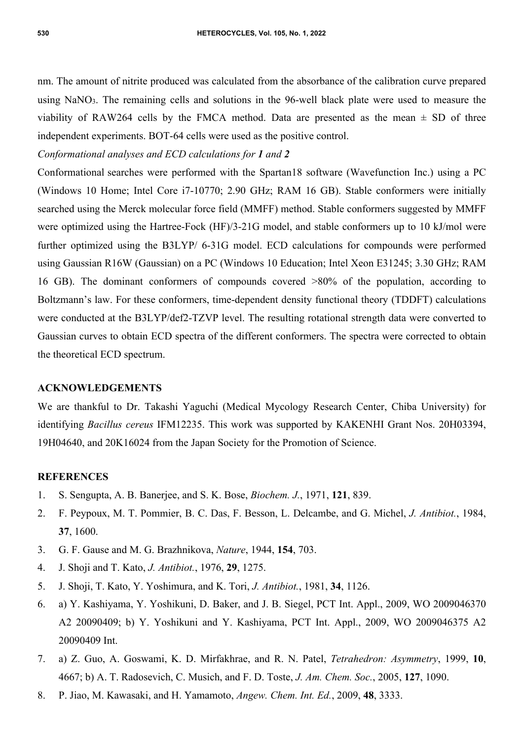nm. The amount of nitrite produced was calculated from the absorbance of the calibration curve prepared using $NaNO_3$. The remaining cells and solutions in the 96-well black plate were used to measure the viability of RAW264 cells by the FMCA method. Data are presented as the mean ± SD of three independent experiments. BOT-64 cells were used as the positive control.

*Conformational analyses and ECD calculations for **1** and **2***

Conformational searches were performed with the Spartan18 software (Wavefunction Inc.) using a PC (Windows 10 Home; Intel Core i7-10770; 2.90 GHz; RAM 16 GB). Stable conformers were initially searched using the Merck molecular force field (MMFF) method. Stable conformers suggested by MMFF were optimized using the Hartree-Fock (HF)/3-21G model, and stable conformers up to 10 kJ/mol were further optimized using the B3LYP/ 6-31G model. ECD calculations for compounds were performed using Gaussian R16W (Gaussian) on a PC (Windows 10 Education; Intel Xeon E31245; 3.30 GHz; RAM 16 GB). The dominant conformers of compounds covered >80% of the population, according to Boltzmann's law. For these conformers, time-dependent density functional theory (TDDFT) calculations were conducted at the B3LYP/def2-TZVP level. The resulting rotational strength data were converted to Gaussian curves to obtain ECD spectra of the different conformers. The spectra were corrected to obtain the theoretical ECD spectrum.

## ACKNOWLEDGEMENTS

We are thankful to Dr. Takashi Yaguchi (Medical Mycology Research Center, Chiba University) for identifying *Bacillus cereus* IFM12235. This work was supported by KAKENHI Grant Nos. 20H03394, 19H04640, and 20K16024 from the Japan Society for the Promotion of Science.

## REFERENCES

1. S. Sengupta, A. B. Banerjee, and S. K. Bose, *Biochem. J.*, 1971, **121**, 839.
2. F. Peypoux, M. T. Pommier, B. C. Das, F. Besson, L. Delcambe, and G. Michel, *J. Antibiot.*, 1984, **37**, 1600.
3. G. F. Gause and M. G. Brazhnikova, *Nature*, 1944, **154**, 703.
4. J. Shoji and T. Kato, *J. Antibiot.*, 1976, **29**, 1275.
5. J. Shoji, T. Kato, Y. Yoshimura, and K. Tori, *J. Antibiot.*, 1981, **34**, 1126.
6. a) Y. Kashiyama, Y. Yoshikuni, D. Baker, and J. B. Siegel, PCT Int. Appl., 2009, WO 2009046370 A2 20090409; b) Y. Yoshikuni and Y. Kashiyama, PCT Int. Appl., 2009, WO 2009046375 A2 20090409 Int.
7. a) Z. Guo, A. Goswami, K. D. Mirfakhrae, and R. N. Patel, *Tetrahedron: Asymmetry*, 1999, **10**, 4667; b) A. T. Radosevich, C. Musich, and F. D. Toste, *J. Am. Chem. Soc.*, 2005, **127**, 1090.
8. P. Jiao, M. Kawasaki, and H. Yamamoto, *Angew. Chem. Int. Ed.*, 2009, **48**, 3333.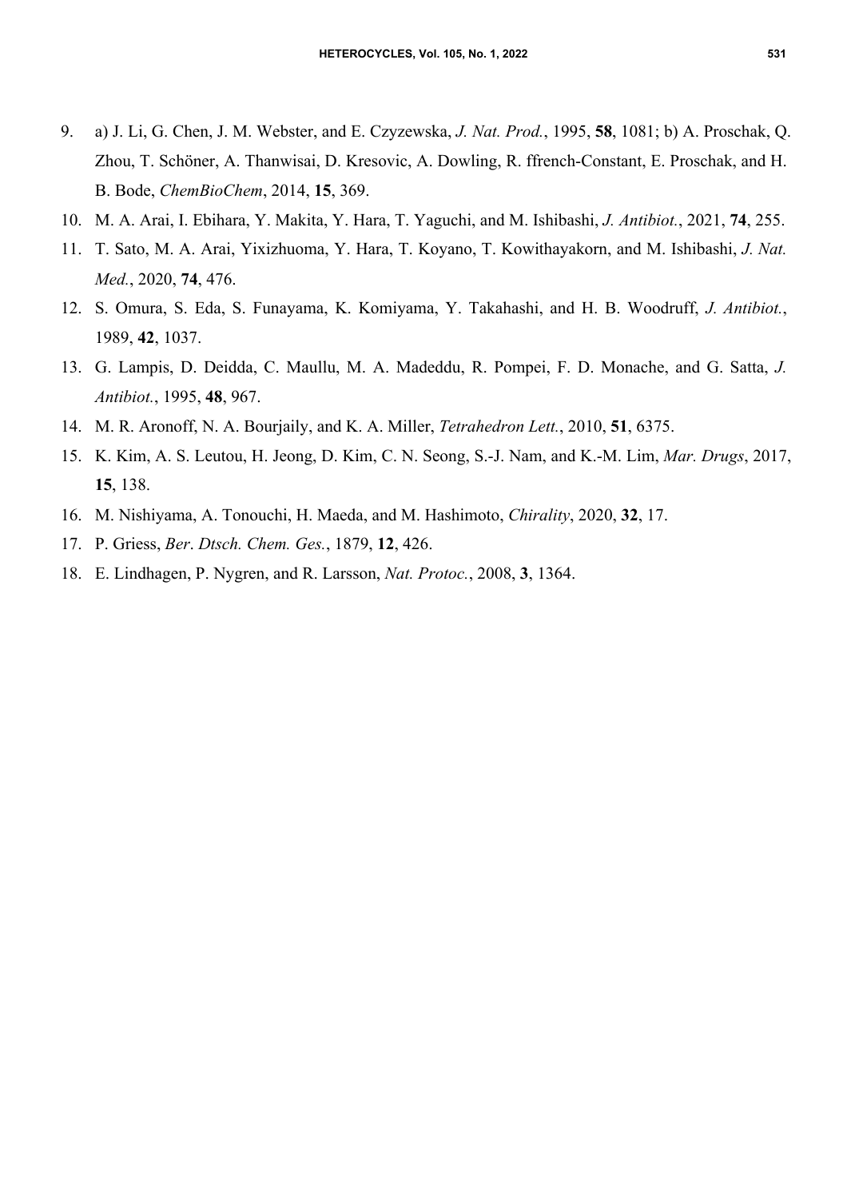9. a) J. Li, G. Chen, J. M. Webster, and E. Czyzewska, *J. Nat. Prod.*, 1995, **58**, 1081; b) A. Proschak, Q. Zhou, T. Schöner, A. Thanwisai, D. Kresovic, A. Dowling, R. ffrench-Constant, E. Proschak, and H. B. Bode, *ChemBioChem*, 2014, **15**, 369.
10. M. A. Arai, I. Ebihara, Y. Makita, Y. Hara, T. Yaguchi, and M. Ishibashi, *J. Antibiot.*, 2021, **74**, 255.
11. T. Sato, M. A. Arai, Yixizhuoma, Y. Hara, T. Koyano, T. Kowithayakorn, and M. Ishibashi, *J. Nat. Med.*, 2020, **74**, 476.
12. S. Omura, S. Eda, S. Funayama, K. Komiyama, Y. Takahashi, and H. B. Woodruff, *J. Antibiot.*, 1989, **42**, 1037.
13. G. Lampis, D. Deidda, C. Maullu, M. A. Madeddu, R. Pompei, F. D. Monache, and G. Satta, *J. Antibiot.*, 1995, **48**, 967.
14. M. R. Aronoff, N. A. Bourjaily, and K. A. Miller, *Tetrahedron Lett.*, 2010, **51**, 6375.
15. K. Kim, A. S. Leutou, H. Jeong, D. Kim, C. N. Seong, S.-J. Nam, and K.-M. Lim, *Mar. Drugs*, 2017, **15**, 138.
16. M. Nishiyama, A. Tonouchi, H. Maeda, and M. Hashimoto, *Chirality*, 2020, **32**, 17.
17. P. Griess, *Ber. Dtsch. Chem. Ges.*, 1879, **12**, 426.
18. E. Lindhagen, P. Nygren, and R. Larsson, *Nat. Protoc.*, 2008, **3**, 1364.